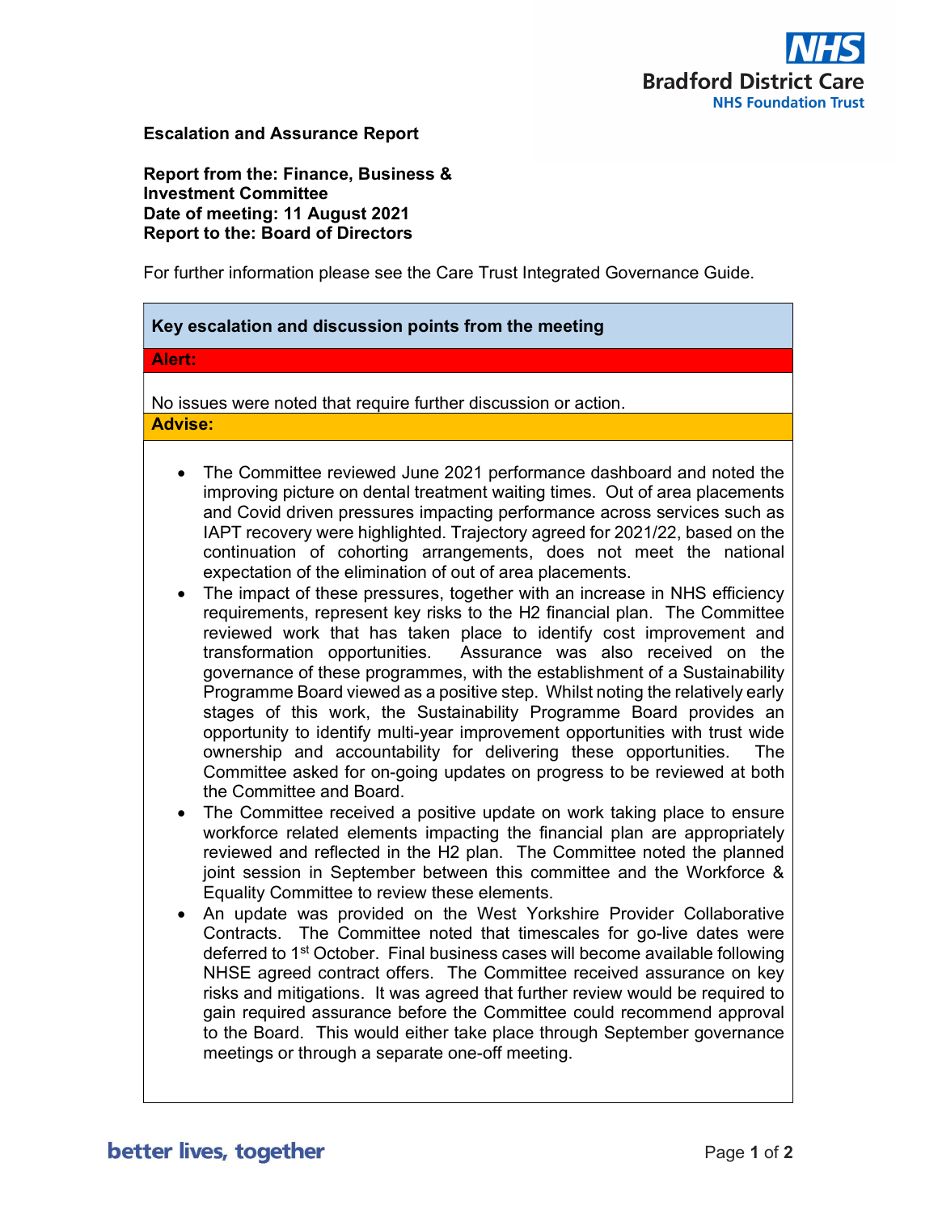**Escalation and Assurance Report**

**Report from the: Finance, Business & Investment Committee**
**Date of meeting: 11 August 2021**
**Report to the: Board of Directors**

For further information please see the Care Trust Integrated Governance Guide.

### Key escalation and discussion points from the meeting

**Alert:**

No issues were noted that require further discussion or action.

**Advise:**

- The Committee reviewed June 2021 performance dashboard and noted the improving picture on dental treatment waiting times. Out of area placements and Covid driven pressures impacting performance across services such as IAPT recovery were highlighted. Trajectory agreed for 2021/22, based on the continuation of cohorting arrangements, does not meet the national expectation of the elimination of out of area placements.
- The impact of these pressures, together with an increase in NHS efficiency requirements, represent key risks to the H2 financial plan. The Committee reviewed work that has taken place to identify cost improvement and transformation opportunities. Assurance was also received on the governance of these programmes, with the establishment of a Sustainability Programme Board viewed as a positive step. Whilst noting the relatively early stages of this work, the Sustainability Programme Board provides an opportunity to identify multi-year improvement opportunities with trust wide ownership and accountability for delivering these opportunities. The Committee asked for on-going updates on progress to be reviewed at both the Committee and Board.
- The Committee received a positive update on work taking place to ensure workforce related elements impacting the financial plan are appropriately reviewed and reflected in the H2 plan. The Committee noted the planned joint session in September between this committee and the Workforce & Equality Committee to review these elements.
- An update was provided on the West Yorkshire Provider Collaborative Contracts. The Committee noted that timescales for go-live dates were deferred to 1st October. Final business cases will become available following NHSE agreed contract offers. The Committee received assurance on key risks and mitigations. It was agreed that further review would be required to gain required assurance before the Committee could recommend approval to the Board. This would either take place through September governance meetings or through a separate one-off meeting.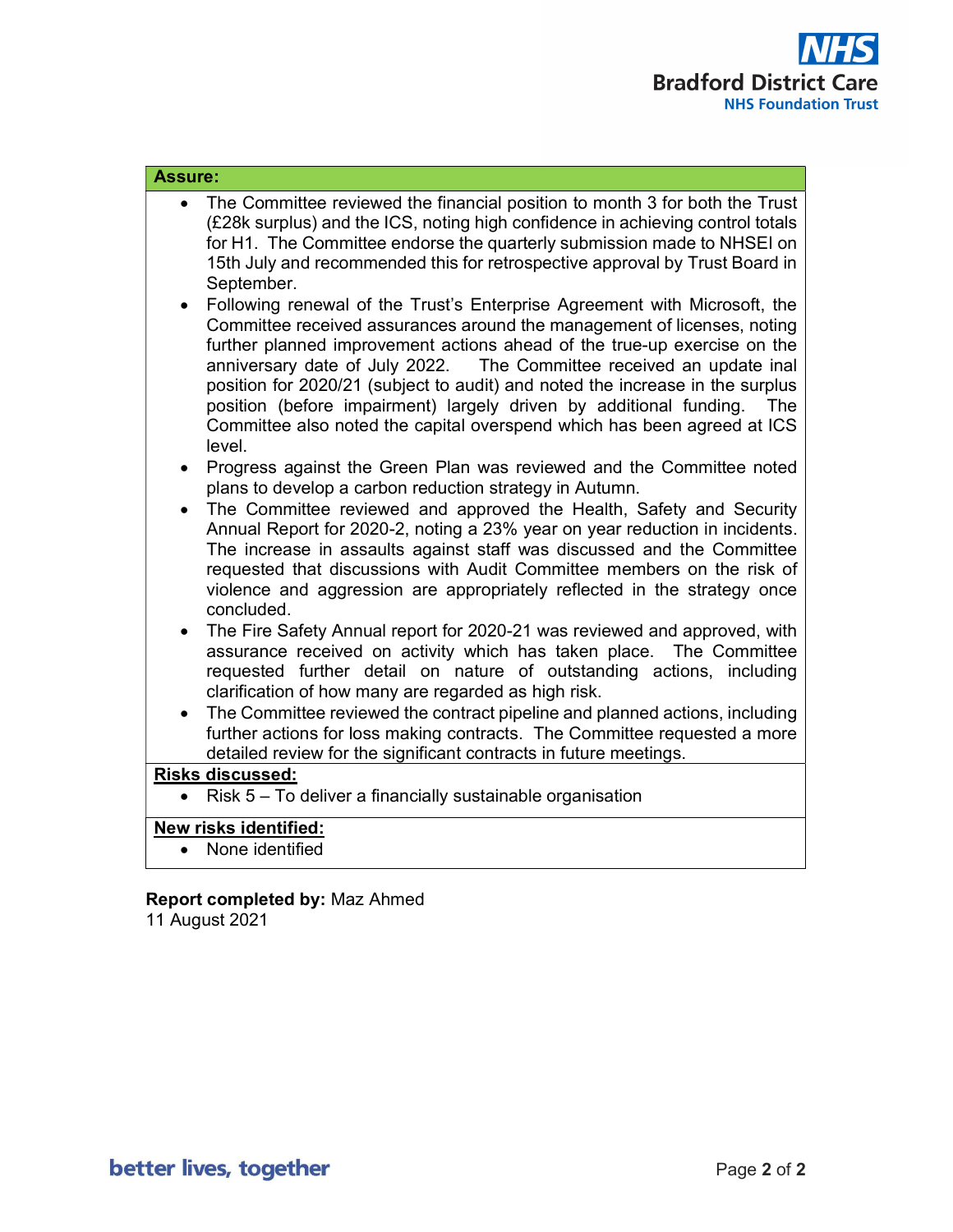**Assure:**

- The Committee reviewed the financial position to month 3 for both the Trust (£28k surplus) and the ICS, noting high confidence in achieving control totals for H1. The Committee endorse the quarterly submission made to NHSEI on 15th July and recommended this for retrospective approval by Trust Board in September.
- Following renewal of the Trust's Enterprise Agreement with Microsoft, the Committee received assurances around the management of licenses, noting further planned improvement actions ahead of the true-up exercise on the anniversary date of July 2022. The Committee received an update inal position for 2020/21 (subject to audit) and noted the increase in the surplus position (before impairment) largely driven by additional funding. The Committee also noted the capital overspend which has been agreed at ICS level.
- Progress against the Green Plan was reviewed and the Committee noted plans to develop a carbon reduction strategy in Autumn.
- The Committee reviewed and approved the Health, Safety and Security Annual Report for 2020-2, noting a 23% year on year reduction in incidents. The increase in assaults against staff was discussed and the Committee requested that discussions with Audit Committee members on the risk of violence and aggression are appropriately reflected in the strategy once concluded.
- The Fire Safety Annual report for 2020-21 was reviewed and approved, with assurance received on activity which has taken place. The Committee requested further detail on nature of outstanding actions, including clarification of how many are regarded as high risk.
- The Committee reviewed the contract pipeline and planned actions, including further actions for loss making contracts. The Committee requested a more detailed review for the significant contracts in future meetings.

**Risks discussed:**

- Risk 5 – To deliver a financially sustainable organisation

**New risks identified:**

- None identified

**Report completed by:** Maz Ahmed
11 August 2021